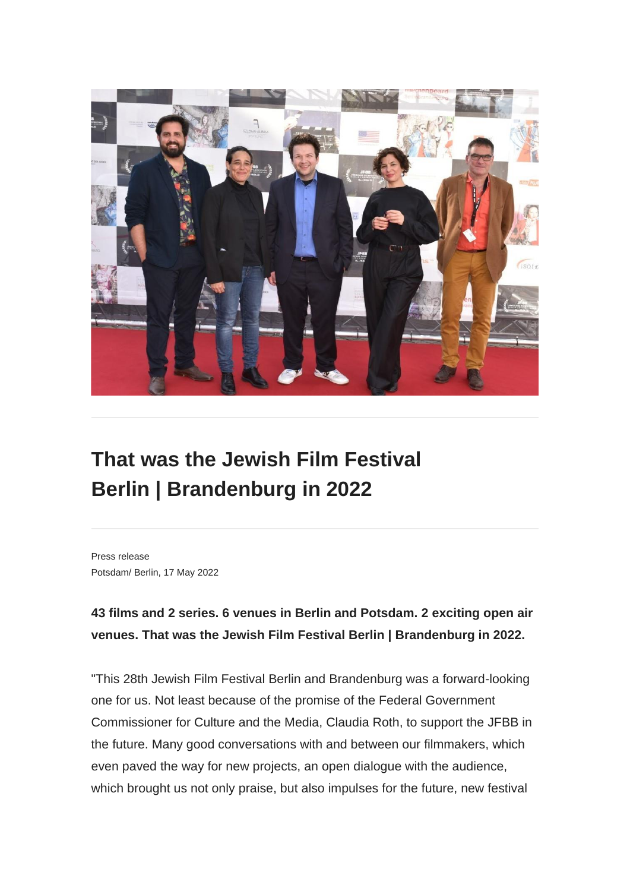# That was the Jewish Film Festival Berlin | Brandenburg in 2022

Press release
Potsdam/ Berlin, 17 May 2022

**43 films and 2 series. 6 venues in Berlin and Potsdam. 2 exciting open air venues. That was the Jewish Film Festival Berlin | Brandenburg in 2022.**

"This 28th Jewish Film Festival Berlin and Brandenburg was a forward-looking one for us. Not least because of the promise of the Federal Government Commissioner for Culture and the Media, Claudia Roth, to support the JFBB in the future. Many good conversations with and between our filmmakers, which even paved the way for new projects, an open dialogue with the audience, which brought us not only praise, but also impulses for the future, new festival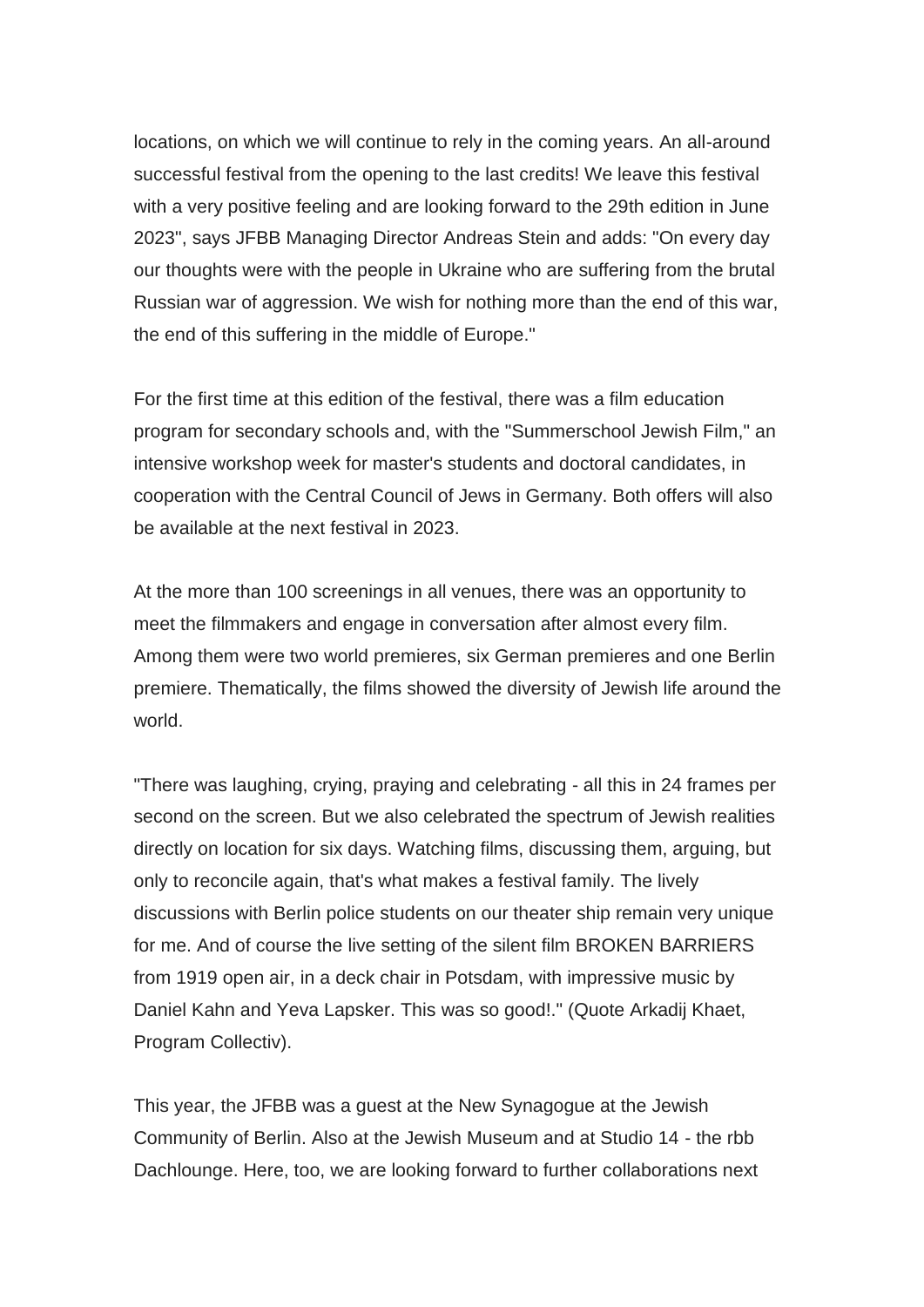locations, on which we will continue to rely in the coming years. An all-around successful festival from the opening to the last credits! We leave this festival with a very positive feeling and are looking forward to the 29th edition in June 2023", says JFBB Managing Director Andreas Stein and adds: "On every day our thoughts were with the people in Ukraine who are suffering from the brutal Russian war of aggression. We wish for nothing more than the end of this war, the end of this suffering in the middle of Europe."

For the first time at this edition of the festival, there was a film education program for secondary schools and, with the "Summerschool Jewish Film," an intensive workshop week for master's students and doctoral candidates, in cooperation with the Central Council of Jews in Germany. Both offers will also be available at the next festival in 2023.

At the more than 100 screenings in all venues, there was an opportunity to meet the filmmakers and engage in conversation after almost every film. Among them were two world premieres, six German premieres and one Berlin premiere. Thematically, the films showed the diversity of Jewish life around the world.

"There was laughing, crying, praying and celebrating - all this in 24 frames per second on the screen. But we also celebrated the spectrum of Jewish realities directly on location for six days. Watching films, discussing them, arguing, but only to reconcile again, that's what makes a festival family. The lively discussions with Berlin police students on our theater ship remain very unique for me. And of course the live setting of the silent film BROKEN BARRIERS from 1919 open air, in a deck chair in Potsdam, with impressive music by Daniel Kahn and Yeva Lapsker. This was so good!." (Quote Arkadij Khaet, Program Collectiv).

This year, the JFBB was a guest at the New Synagogue at the Jewish Community of Berlin. Also at the Jewish Museum and at Studio 14 - the rbb Dachlounge. Here, too, we are looking forward to further collaborations next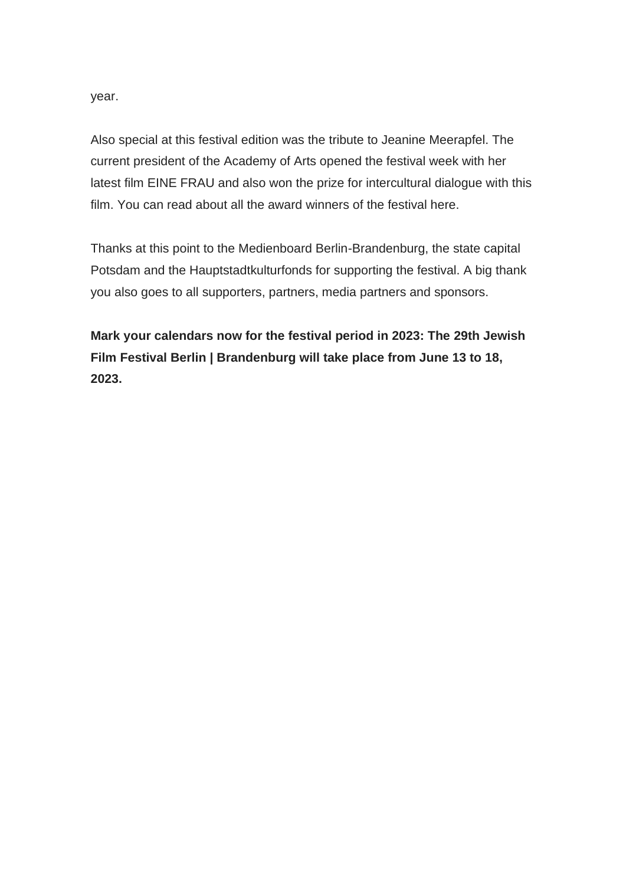year.

Also special at this festival edition was the tribute to Jeanine Meerapfel. The current president of the Academy of Arts opened the festival week with her latest film EINE FRAU and also won the prize for intercultural dialogue with this film. You can read about all the award winners of the festival here.

Thanks at this point to the Medienboard Berlin-Brandenburg, the state capital Potsdam and the Hauptstadtkulturfonds for supporting the festival. A big thank you also goes to all supporters, partners, media partners and sponsors.

**Mark your calendars now for the festival period in 2023: The 29th Jewish Film Festival Berlin | Brandenburg will take place from June 13 to 18, 2023.**